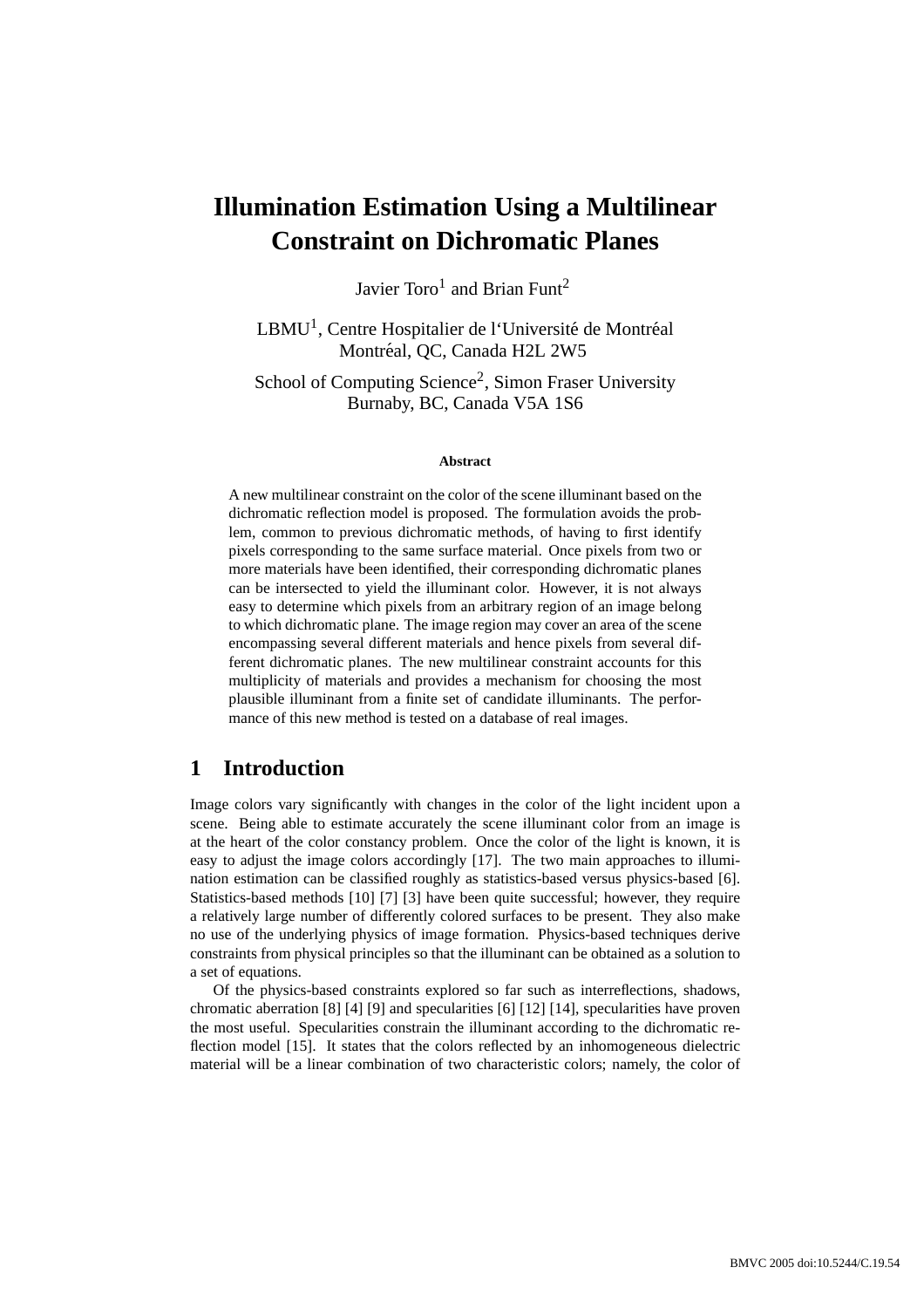# Illumination Estimation Using a Multilinear Constraint on Dichromatic Planes

Javier Toro[1] and Brian Funt[2]

LBMU[1], Centre Hospitalier de l'Université de Montréal
Montréal, QC, Canada H2L 2W5

School of Computing Science[2], Simon Fraser University
Burnaby, BC, Canada V5A 1S6

**Abstract**

A new multilinear constraint on the color of the scene illuminant based on the dichromatic reflection model is proposed. The formulation avoids the problem, common to previous dichromatic methods, of having to first identify pixels corresponding to the same surface material. Once pixels from two or more materials have been identified, their corresponding dichromatic planes can be intersected to yield the illuminant color. However, it is not always easy to determine which pixels from an arbitrary region of an image belong to which dichromatic plane. The image region may cover an area of the scene encompassing several different materials and hence pixels from several different dichromatic planes. The new multilinear constraint accounts for this multiplicity of materials and provides a mechanism for choosing the most plausible illuminant from a finite set of candidate illuminants. The performance of this new method is tested on a database of real images.

## 1 Introduction

Image colors vary significantly with changes in the color of the light incident upon a scene. Being able to estimate accurately the scene illuminant color from an image is at the heart of the color constancy problem. Once the color of the light is known, it is easy to adjust the image colors accordingly [17]. The two main approaches to illumination estimation can be classified roughly as statistics-based versus physics-based [6]. Statistics-based methods [10] [7] [3] have been quite successful; however, they require a relatively large number of differently colored surfaces to be present. They also make no use of the underlying physics of image formation. Physics-based techniques derive constraints from physical principles so that the illuminant can be obtained as a solution to a set of equations.

Of the physics-based constraints explored so far such as interreflections, shadows, chromatic aberration [8] [4] [9] and specularities [6] [12] [14], specularities have proven the most useful. Specularities constrain the illuminant according to the dichromatic reflection model [15]. It states that the colors reflected by an inhomogeneous dielectric material will be a linear combination of two characteristic colors; namely, the color of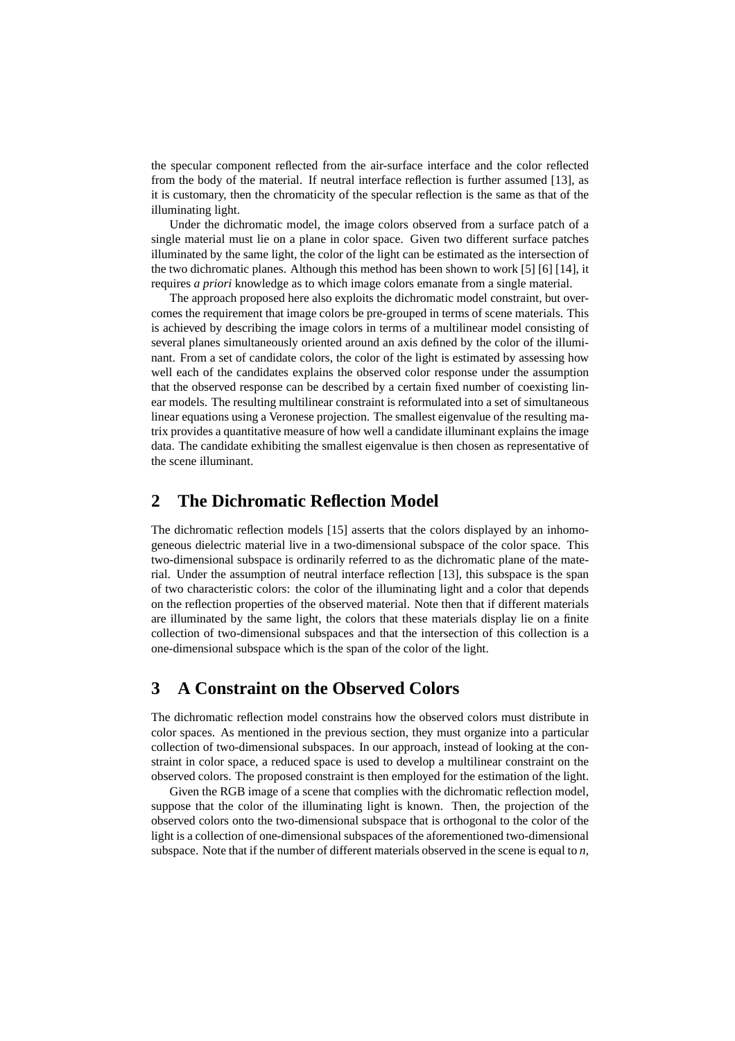the specular component reflected from the air-surface interface and the color reflected from the body of the material. If neutral interface reflection is further assumed [13], as it is customary, then the chromaticity of the specular reflection is the same as that of the illuminating light.

Under the dichromatic model, the image colors observed from a surface patch of a single material must lie on a plane in color space. Given two different surface patches illuminated by the same light, the color of the light can be estimated as the intersection of the two dichromatic planes. Although this method has been shown to work [5] [6] [14], it requires *a priori* knowledge as to which image colors emanate from a single material.

The approach proposed here also exploits the dichromatic model constraint, but overcomes the requirement that image colors be pre-grouped in terms of scene materials. This is achieved by describing the image colors in terms of a multilinear model consisting of several planes simultaneously oriented around an axis defined by the color of the illuminant. From a set of candidate colors, the color of the light is estimated by assessing how well each of the candidates explains the observed color response under the assumption that the observed response can be described by a certain fixed number of coexisting linear models. The resulting multilinear constraint is reformulated into a set of simultaneous linear equations using a Veronese projection. The smallest eigenvalue of the resulting matrix provides a quantitative measure of how well a candidate illuminant explains the image data. The candidate exhibiting the smallest eigenvalue is then chosen as representative of the scene illuminant.

## 2 The Dichromatic Reflection Model

The dichromatic reflection models [15] asserts that the colors displayed by an inhomogeneous dielectric material live in a two-dimensional subspace of the color space. This two-dimensional subspace is ordinarily referred to as the dichromatic plane of the material. Under the assumption of neutral interface reflection [13], this subspace is the span of two characteristic colors: the color of the illuminating light and a color that depends on the reflection properties of the observed material. Note then that if different materials are illuminated by the same light, the colors that these materials display lie on a finite collection of two-dimensional subspaces and that the intersection of this collection is a one-dimensional subspace which is the span of the color of the light.

## 3 A Constraint on the Observed Colors

The dichromatic reflection model constrains how the observed colors must distribute in color spaces. As mentioned in the previous section, they must organize into a particular collection of two-dimensional subspaces. In our approach, instead of looking at the constraint in color space, a reduced space is used to develop a multilinear constraint on the observed colors. The proposed constraint is then employed for the estimation of the light.

Given the RGB image of a scene that complies with the dichromatic reflection model, suppose that the color of the illuminating light is known. Then, the projection of the observed colors onto the two-dimensional subspace that is orthogonal to the color of the light is a collection of one-dimensional subspaces of the aforementioned two-dimensional subspace. Note that if the number of different materials observed in the scene is equal to $n$,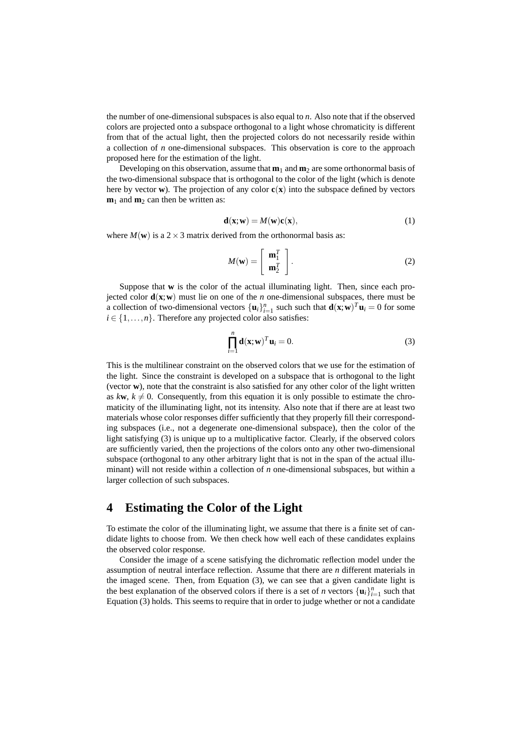the number of one-dimensional subspaces is also equal to $n$. Also note that if the observed colors are projected onto a subspace orthogonal to a light whose chromaticity is different from that of the actual light, then the projected colors do not necessarily reside within a collection of $n$ one-dimensional subspaces. This observation is core to the approach proposed here for the estimation of the light.

Developing on this observation, assume that $\mathbf{m}_1$ and $\mathbf{m}_2$ are some orthonormal basis of the two-dimensional subspace that is orthogonal to the color of the light (which is denote here by vector $\mathbf{w}$). The projection of any color $\mathbf{c}(\mathbf{x})$ into the subspace defined by vectors $\mathbf{m}_1$ and $\mathbf{m}_2$ can then be written as:

$$\mathbf{d}(\mathbf{x};\mathbf{w}) = M(\mathbf{w})\mathbf{c}(\mathbf{x}), \tag{1}$$

where $M(\mathbf{w})$ is a $2 \times 3$ matrix derived from the orthonormal basis as:

$$M(\mathbf{w}) = \begin{bmatrix} \mathbf{m}_1^T \\ \mathbf{m}_2^T \end{bmatrix}. \tag{2}$$

Suppose that $\mathbf{w}$ is the color of the actual illuminating light. Then, since each projected color $\mathbf{d}(\mathbf{x};\mathbf{w})$ must lie on one of the $n$ one-dimensional subspaces, there must be a collection of two-dimensional vectors $\{\mathbf{u}_i\}_{i=1}^n$ such such that $\mathbf{d}(\mathbf{x};\mathbf{w})^T\mathbf{u}_i = 0$ for some $i \in \{1,\ldots,n\}$. Therefore any projected color also satisfies:

$$\prod_{i=1}^{n} \mathbf{d}(\mathbf{x};\mathbf{w})^T\mathbf{u}_i = 0. \tag{3}$$

This is the multilinear constraint on the observed colors that we use for the estimation of the light. Since the constraint is developed on a subspace that is orthogonal to the light (vector $\mathbf{w}$), note that the constraint is also satisfied for any other color of the light written as $k\mathbf{w}$, $k \neq 0$. Consequently, from this equation it is only possible to estimate the chromaticity of the illuminating light, not its intensity. Also note that if there are at least two materials whose color responses differ sufficiently that they properly fill their corresponding subspaces (i.e., not a degenerate one-dimensional subspace), then the color of the light satisfying (3) is unique up to a multiplicative factor. Clearly, if the observed colors are sufficiently varied, then the projections of the colors onto any other two-dimensional subspace (orthogonal to any other arbitrary light that is not in the span of the actual illuminant) will not reside within a collection of $n$ one-dimensional subspaces, but within a larger collection of such subspaces.

## 4 Estimating the Color of the Light

To estimate the color of the illuminating light, we assume that there is a finite set of candidate lights to choose from. We then check how well each of these candidates explains the observed color response.

Consider the image of a scene satisfying the dichromatic reflection model under the assumption of neutral interface reflection. Assume that there are $n$ different materials in the imaged scene. Then, from Equation (3), we can see that a given candidate light is the best explanation of the observed colors if there is a set of $n$ vectors $\{\mathbf{u}_i\}_{i=1}^n$ such that Equation (3) holds. This seems to require that in order to judge whether or not a candidate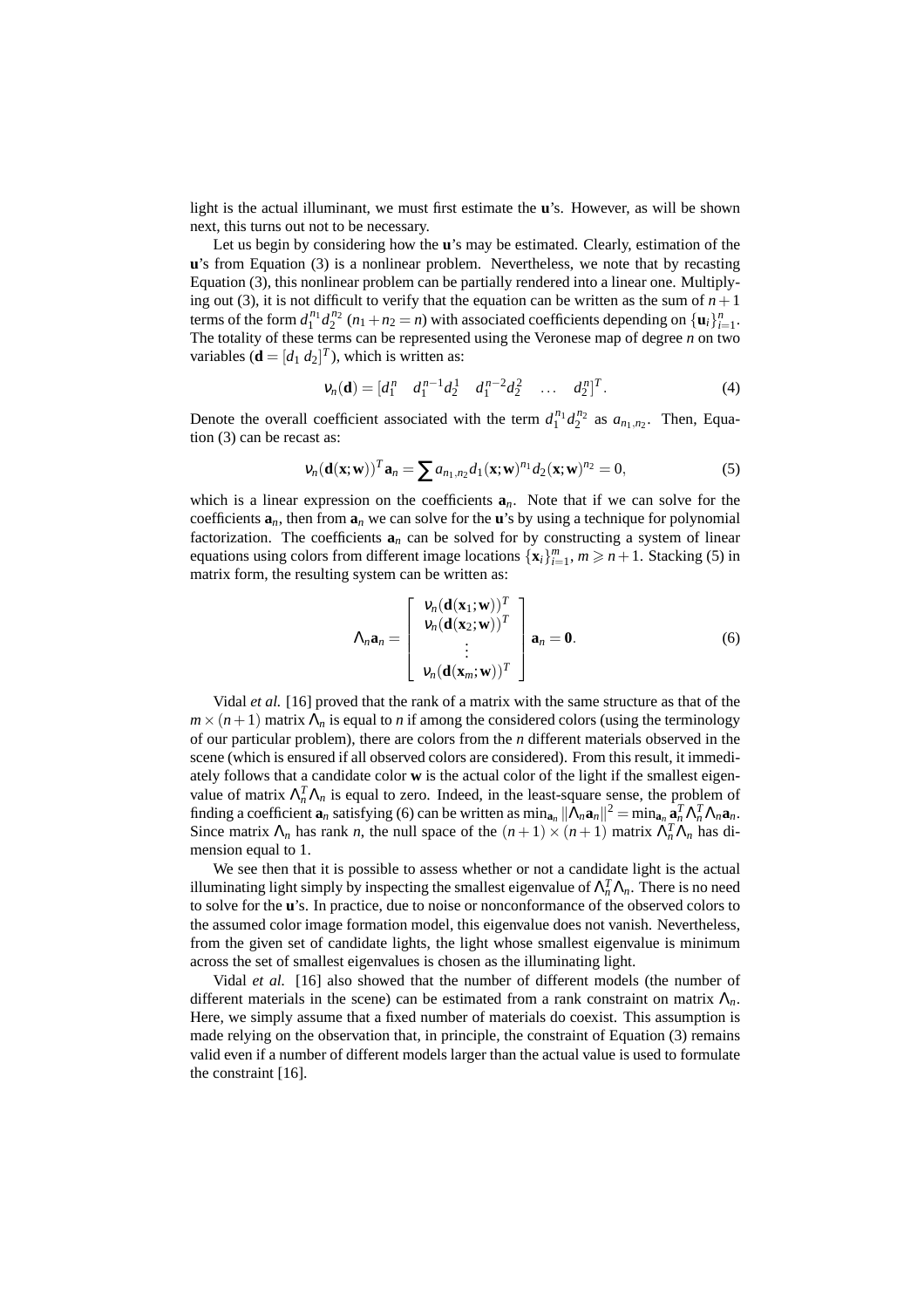light is the actual illuminant, we must first estimate the **u**'s. However, as will be shown next, this turns out not to be necessary.

Let us begin by considering how the **u**'s may be estimated. Clearly, estimation of the **u**'s from Equation (3) is a nonlinear problem. Nevertheless, we note that by recasting Equation (3), this nonlinear problem can be partially rendered into a linear one. Multiplying out (3), it is not difficult to verify that the equation can be written as the sum of $n+1$ terms of the form $d_1^{n_1} d_2^{n_2}$ ($n_1 + n_2 = n$) with associated coefficients depending on $\{\mathbf{u}_i\}_{i=1}^n$. The totality of these terms can be represented using the Veronese map of degree $n$ on two variables ($\mathbf{d} = [d_1 \; d_2]^T$), which is written as:

$$\nu_n(\mathbf{d}) = [d_1^n \quad d_1^{n-1} d_2^1 \quad d_1^{n-2} d_2^2 \quad \ldots \quad d_2^n]^T. \tag{4}$$

Denote the overall coefficient associated with the term $d_1^{n_1} d_2^{n_2}$ as $a_{n_1,n_2}$. Then, Equation (3) can be recast as:

$$\nu_n(\mathbf{d}(\mathbf{x};\mathbf{w}))^T \mathbf{a}_n = \sum a_{n_1,n_2} d_1(\mathbf{x};\mathbf{w})^{n_1} d_2(\mathbf{x};\mathbf{w})^{n_2} = 0, \tag{5}$$

which is a linear expression on the coefficients $\mathbf{a}_n$. Note that if we can solve for the coefficients $\mathbf{a}_n$, then from $\mathbf{a}_n$ we can solve for the **u**'s by using a technique for polynomial factorization. The coefficients $\mathbf{a}_n$ can be solved for by constructing a system of linear equations using colors from different image locations $\{\mathbf{x}_i\}_{i=1}^m$, $m \geqslant n+1$. Stacking (5) in matrix form, the resulting system can be written as:

$$\Lambda_n \mathbf{a}_n = \begin{bmatrix} \nu_n(\mathbf{d}(\mathbf{x}_1;\mathbf{w}))^T \\ \nu_n(\mathbf{d}(\mathbf{x}_2;\mathbf{w}))^T \\ \vdots \\ \nu_n(\mathbf{d}(\mathbf{x}_m;\mathbf{w}))^T \end{bmatrix} \mathbf{a}_n = \mathbf{0}. \tag{6}$$

Vidal *et al.* [16] proved that the rank of a matrix with the same structure as that of the $m \times (n+1)$ matrix $\Lambda_n$ is equal to $n$ if among the considered colors (using the terminology of our particular problem), there are colors from the $n$ different materials observed in the scene (which is ensured if all observed colors are considered). From this result, it immediately follows that a candidate color $\mathbf{w}$ is the actual color of the light if the smallest eigenvalue of matrix $\Lambda_n^T \Lambda_n$ is equal to zero. Indeed, in the least-square sense, the problem of finding a coefficient $\mathbf{a}_n$ satisfying (6) can be written as $\min_{\mathbf{a}_n} \|\Lambda_n \mathbf{a}_n\|^2 = \min_{\mathbf{a}_n} \mathbf{a}_n^T \Lambda_n^T \Lambda_n \mathbf{a}_n$. Since matrix $\Lambda_n$ has rank $n$, the null space of the $(n+1) \times (n+1)$ matrix $\Lambda_n^T \Lambda_n$ has dimension equal to 1.

We see then that it is possible to assess whether or not a candidate light is the actual illuminating light simply by inspecting the smallest eigenvalue of $\Lambda_n^T \Lambda_n$. There is no need to solve for the **u**'s. In practice, due to noise or nonconformance of the observed colors to the assumed color image formation model, this eigenvalue does not vanish. Nevertheless, from the given set of candidate lights, the light whose smallest eigenvalue is minimum across the set of smallest eigenvalues is chosen as the illuminating light.

Vidal *et al.* [16] also showed that the number of different models (the number of different materials in the scene) can be estimated from a rank constraint on matrix $\Lambda_n$. Here, we simply assume that a fixed number of materials do coexist. This assumption is made relying on the observation that, in principle, the constraint of Equation (3) remains valid even if a number of different models larger than the actual value is used to formulate the constraint [16].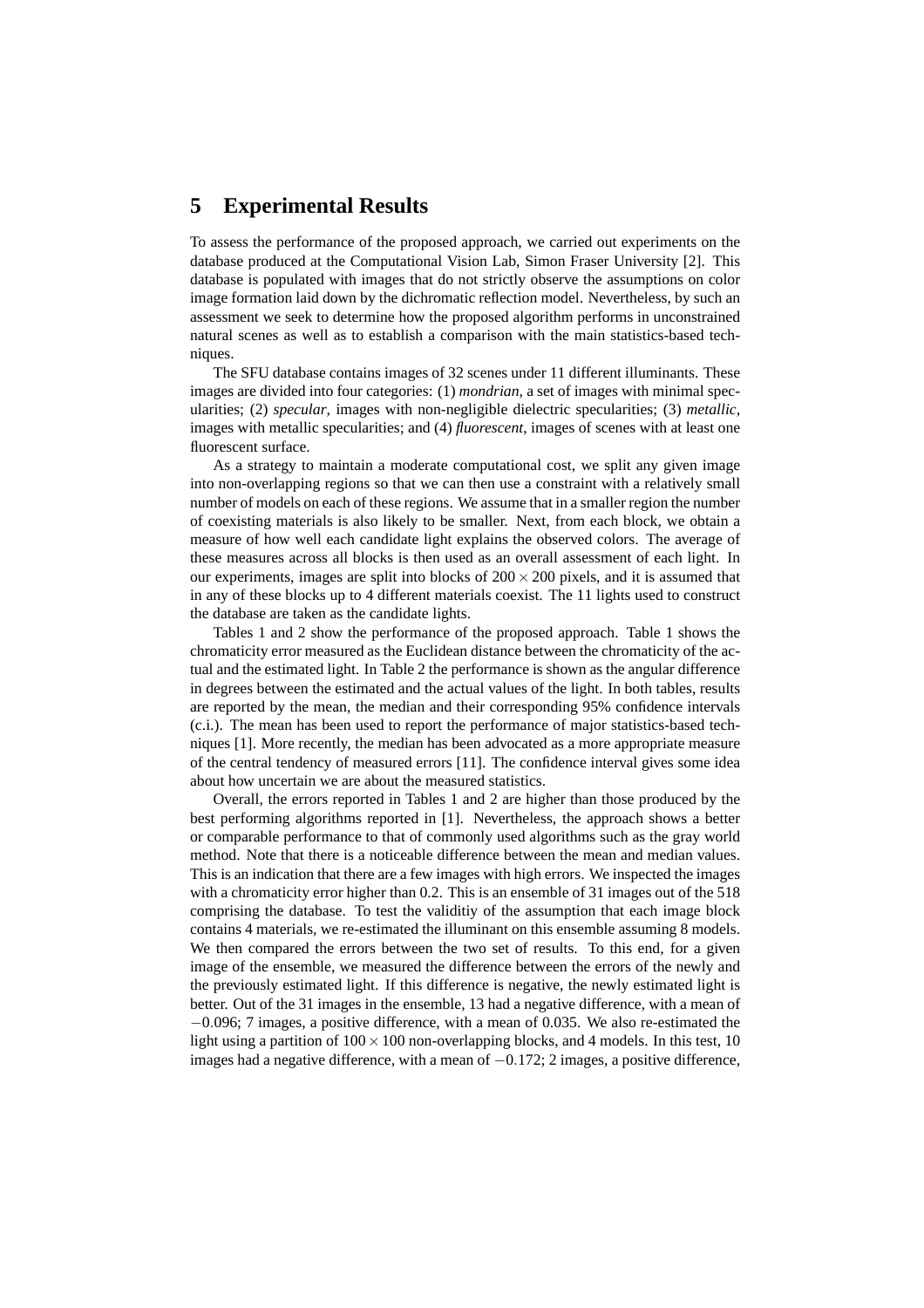# 5 Experimental Results

To assess the performance of the proposed approach, we carried out experiments on the database produced at the Computational Vision Lab, Simon Fraser University [2]. This database is populated with images that do not strictly observe the assumptions on color image formation laid down by the dichromatic reflection model. Nevertheless, by such an assessment we seek to determine how the proposed algorithm performs in unconstrained natural scenes as well as to establish a comparison with the main statistics-based techniques.

The SFU database contains images of 32 scenes under 11 different illuminants. These images are divided into four categories: (1) *mondrian*, a set of images with minimal specularities; (2) *specular*, images with non-negligible dielectric specularities; (3) *metallic*, images with metallic specularities; and (4) *fluorescent*, images of scenes with at least one fluorescent surface.

As a strategy to maintain a moderate computational cost, we split any given image into non-overlapping regions so that we can then use a constraint with a relatively small number of models on each of these regions. We assume that in a smaller region the number of coexisting materials is also likely to be smaller. Next, from each block, we obtain a measure of how well each candidate light explains the observed colors. The average of these measures across all blocks is then used as an overall assessment of each light. In our experiments, images are split into blocks of $200 \times 200$ pixels, and it is assumed that in any of these blocks up to 4 different materials coexist. The 11 lights used to construct the database are taken as the candidate lights.

Tables 1 and 2 show the performance of the proposed approach. Table 1 shows the chromaticity error measured as the Euclidean distance between the chromaticity of the actual and the estimated light. In Table 2 the performance is shown as the angular difference in degrees between the estimated and the actual values of the light. In both tables, results are reported by the mean, the median and their corresponding 95% confidence intervals (c.i.). The mean has been used to report the performance of major statistics-based techniques [1]. More recently, the median has been advocated as a more appropriate measure of the central tendency of measured errors [11]. The confidence interval gives some idea about how uncertain we are about the measured statistics.

Overall, the errors reported in Tables 1 and 2 are higher than those produced by the best performing algorithms reported in [1]. Nevertheless, the approach shows a better or comparable performance to that of commonly used algorithms such as the gray world method. Note that there is a noticeable difference between the mean and median values. This is an indication that there are a few images with high errors. We inspected the images with a chromaticity error higher than 0.2. This is an ensemble of 31 images out of the 518 comprising the database. To test the validitiy of the assumption that each image block contains 4 materials, we re-estimated the illuminant on this ensemble assuming 8 models. We then compared the errors between the two set of results. To this end, for a given image of the ensemble, we measured the difference between the errors of the newly and the previously estimated light. If this difference is negative, the newly estimated light is better. Out of the 31 images in the ensemble, 13 had a negative difference, with a mean of $-0.096$; 7 images, a positive difference, with a mean of 0.035. We also re-estimated the light using a partition of $100 \times 100$ non-overlapping blocks, and 4 models. In this test, 10 images had a negative difference, with a mean of $-0.172$; 2 images, a positive difference,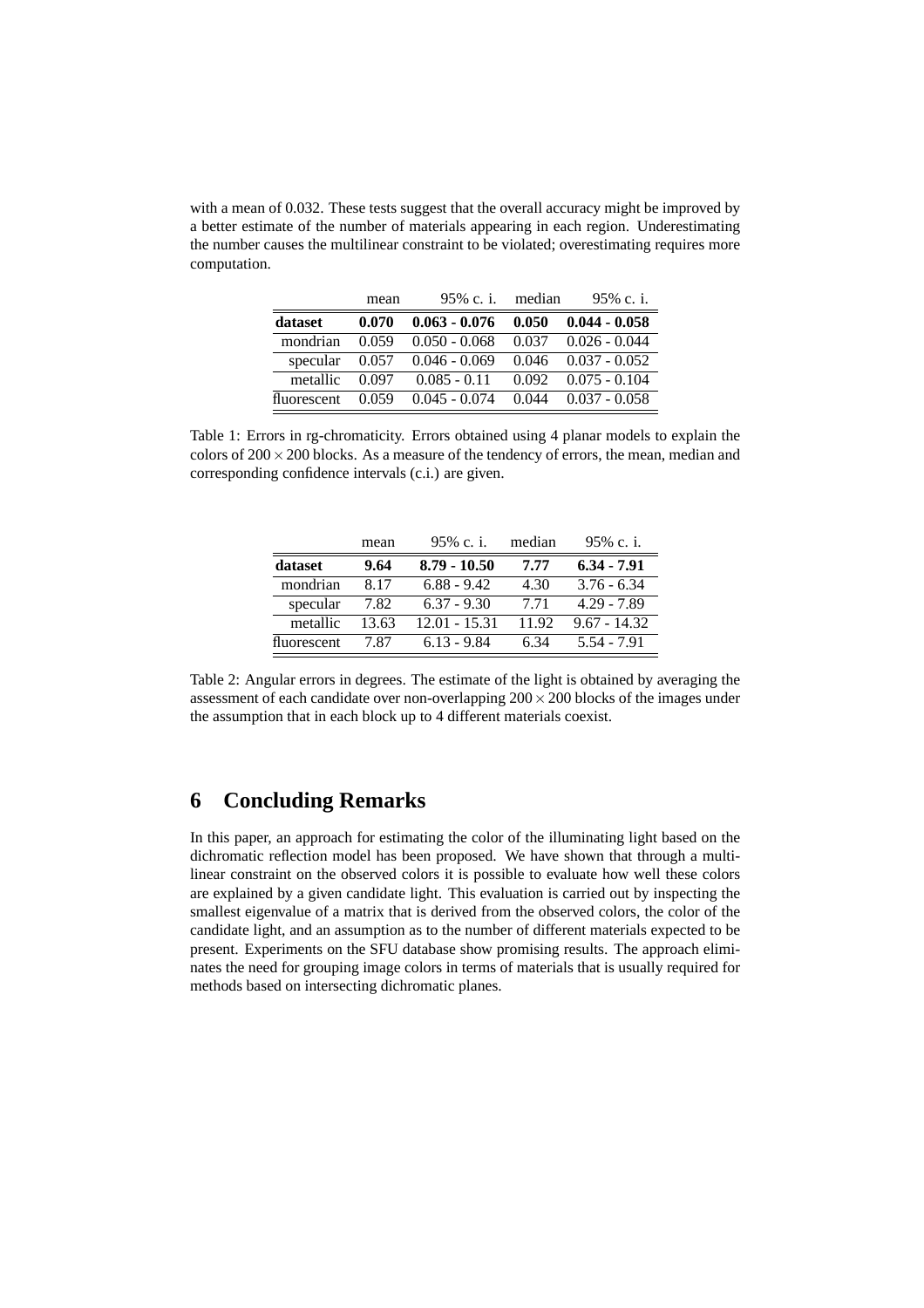with a mean of 0.032. These tests suggest that the overall accuracy might be improved by a better estimate of the number of materials appearing in each region. Underestimating the number causes the multilinear constraint to be violated; overestimating requires more computation.

| | mean | 95% c. i. | median | 95% c. i. |
|---|---|---|---|---|
| **dataset** | **0.070** | **0.063 - 0.076** | **0.050** | **0.044 - 0.058** |
| mondrian | 0.059 | 0.050 - 0.068 | 0.037 | 0.026 - 0.044 |
| specular | 0.057 | 0.046 - 0.069 | 0.046 | 0.037 - 0.052 |
| metallic | 0.097 | 0.085 - 0.11 | 0.092 | 0.075 - 0.104 |
| fluorescent | 0.059 | 0.045 - 0.074 | 0.044 | 0.037 - 0.058 |

Table 1: Errors in rg-chromaticity. Errors obtained using 4 planar models to explain the colors of $200 \times 200$ blocks. As a measure of the tendency of errors, the mean, median and corresponding confidence intervals (c.i.) are given.

| | mean | 95% c. i. | median | 95% c. i. |
|---|---|---|---|---|
| **dataset** | **9.64** | **8.79 - 10.50** | **7.77** | **6.34 - 7.91** |
| mondrian | 8.17 | 6.88 - 9.42 | 4.30 | 3.76 - 6.34 |
| specular | 7.82 | 6.37 - 9.30 | 7.71 | 4.29 - 7.89 |
| metallic | 13.63 | 12.01 - 15.31 | 11.92 | 9.67 - 14.32 |
| fluorescent | 7.87 | 6.13 - 9.84 | 6.34 | 5.54 - 7.91 |

Table 2: Angular errors in degrees. The estimate of the light is obtained by averaging the assessment of each candidate over non-overlapping $200 \times 200$ blocks of the images under the assumption that in each block up to 4 different materials coexist.

## 6 Concluding Remarks

In this paper, an approach for estimating the color of the illuminating light based on the dichromatic reflection model has been proposed. We have shown that through a multilinear constraint on the observed colors it is possible to evaluate how well these colors are explained by a given candidate light. This evaluation is carried out by inspecting the smallest eigenvalue of a matrix that is derived from the observed colors, the color of the candidate light, and an assumption as to the number of different materials expected to be present. Experiments on the SFU database show promising results. The approach eliminates the need for grouping image colors in terms of materials that is usually required for methods based on intersecting dichromatic planes.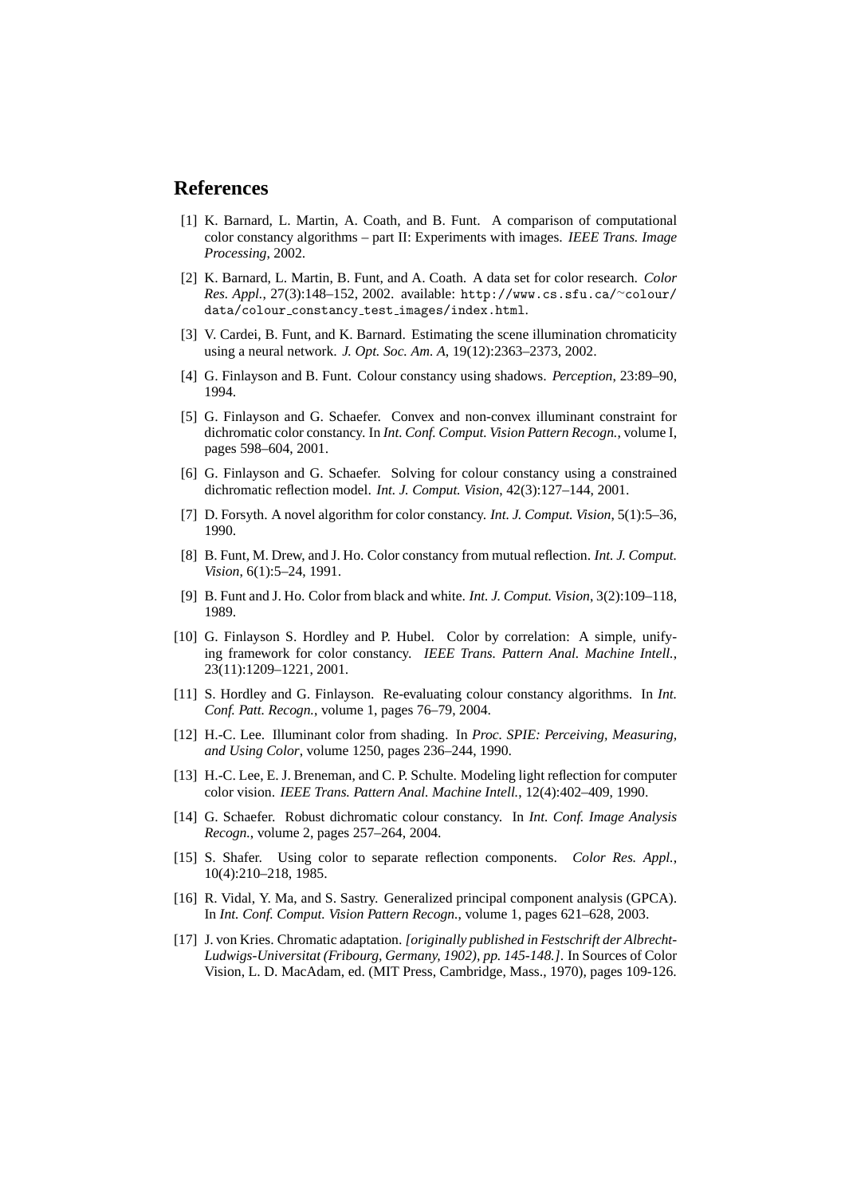## References

[1] K. Barnard, L. Martin, A. Coath, and B. Funt. A comparison of computational color constancy algorithms – part II: Experiments with images. *IEEE Trans. Image Processing*, 2002.

[2] K. Barnard, L. Martin, B. Funt, and A. Coath. A data set for color research. *Color Res. Appl.*, 27(3):148–152, 2002. available: `http://www.cs.sfu.ca/~colour/data/colour_constancy_test_images/index.html`.

[3] V. Cardei, B. Funt, and K. Barnard. Estimating the scene illumination chromaticity using a neural network. *J. Opt. Soc. Am. A*, 19(12):2363–2373, 2002.

[4] G. Finlayson and B. Funt. Colour constancy using shadows. *Perception*, 23:89–90, 1994.

[5] G. Finlayson and G. Schaefer. Convex and non-convex illuminant constraint for dichromatic color constancy. In *Int. Conf. Comput. Vision Pattern Recogn.*, volume I, pages 598–604, 2001.

[6] G. Finlayson and G. Schaefer. Solving for colour constancy using a constrained dichromatic reflection model. *Int. J. Comput. Vision*, 42(3):127–144, 2001.

[7] D. Forsyth. A novel algorithm for color constancy. *Int. J. Comput. Vision*, 5(1):5–36, 1990.

[8] B. Funt, M. Drew, and J. Ho. Color constancy from mutual reflection. *Int. J. Comput. Vision*, 6(1):5–24, 1991.

[9] B. Funt and J. Ho. Color from black and white. *Int. J. Comput. Vision*, 3(2):109–118, 1989.

[10] G. Finlayson S. Hordley and P. Hubel. Color by correlation: A simple, unifying framework for color constancy. *IEEE Trans. Pattern Anal. Machine Intell.*, 23(11):1209–1221, 2001.

[11] S. Hordley and G. Finlayson. Re-evaluating colour constancy algorithms. In *Int. Conf. Patt. Recogn.*, volume 1, pages 76–79, 2004.

[12] H.-C. Lee. Illuminant color from shading. In *Proc. SPIE: Perceiving, Measuring, and Using Color*, volume 1250, pages 236–244, 1990.

[13] H.-C. Lee, E. J. Breneman, and C. P. Schulte. Modeling light reflection for computer color vision. *IEEE Trans. Pattern Anal. Machine Intell.*, 12(4):402–409, 1990.

[14] G. Schaefer. Robust dichromatic colour constancy. In *Int. Conf. Image Analysis Recogn.*, volume 2, pages 257–264, 2004.

[15] S. Shafer. Using color to separate reflection components. *Color Res. Appl.*, 10(4):210–218, 1985.

[16] R. Vidal, Y. Ma, and S. Sastry. Generalized principal component analysis (GPCA). In *Int. Conf. Comput. Vision Pattern Recogn.*, volume 1, pages 621–628, 2003.

[17] J. von Kries. Chromatic adaptation. *[originally published in Festschrift der Albrecht-Ludwigs-Universitat (Fribourg, Germany, 1902), pp. 145-148.]*. In Sources of Color Vision, L. D. MacAdam, ed. (MIT Press, Cambridge, Mass., 1970), pages 109-126.